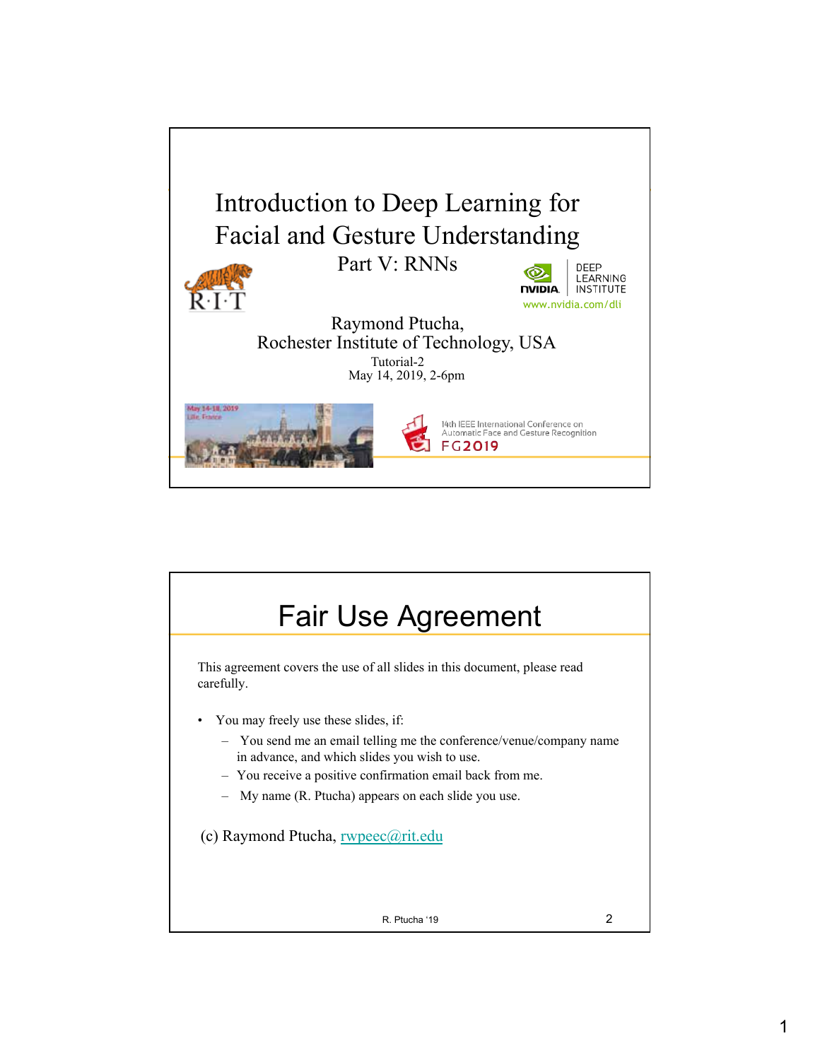# Introduction to Deep Learning for Facial and Gesture Understanding

## Part V: RNNs

DEEP LEARNING INSTITUTE

www.nvidia.com/dli

Raymond Ptucha,
Rochester Institute of Technology, USA

Tutorial-2
May 14, 2019, 2-6pm

May 14-18, 2019
Lille, France

14th IEEE International Conference on Automatic Face and Gesture Recognition
FG2019

---

# Fair Use Agreement

This agreement covers the use of all slides in this document, please read carefully.

- You may freely use these slides, if:
  - You send me an email telling me the conference/venue/company name in advance, and which slides you wish to use.
  - You receive a positive confirmation email back from me.
  - My name (R. Ptucha) appears on each slide you use.

(c) Raymond Ptucha, rwpeec@rit.edu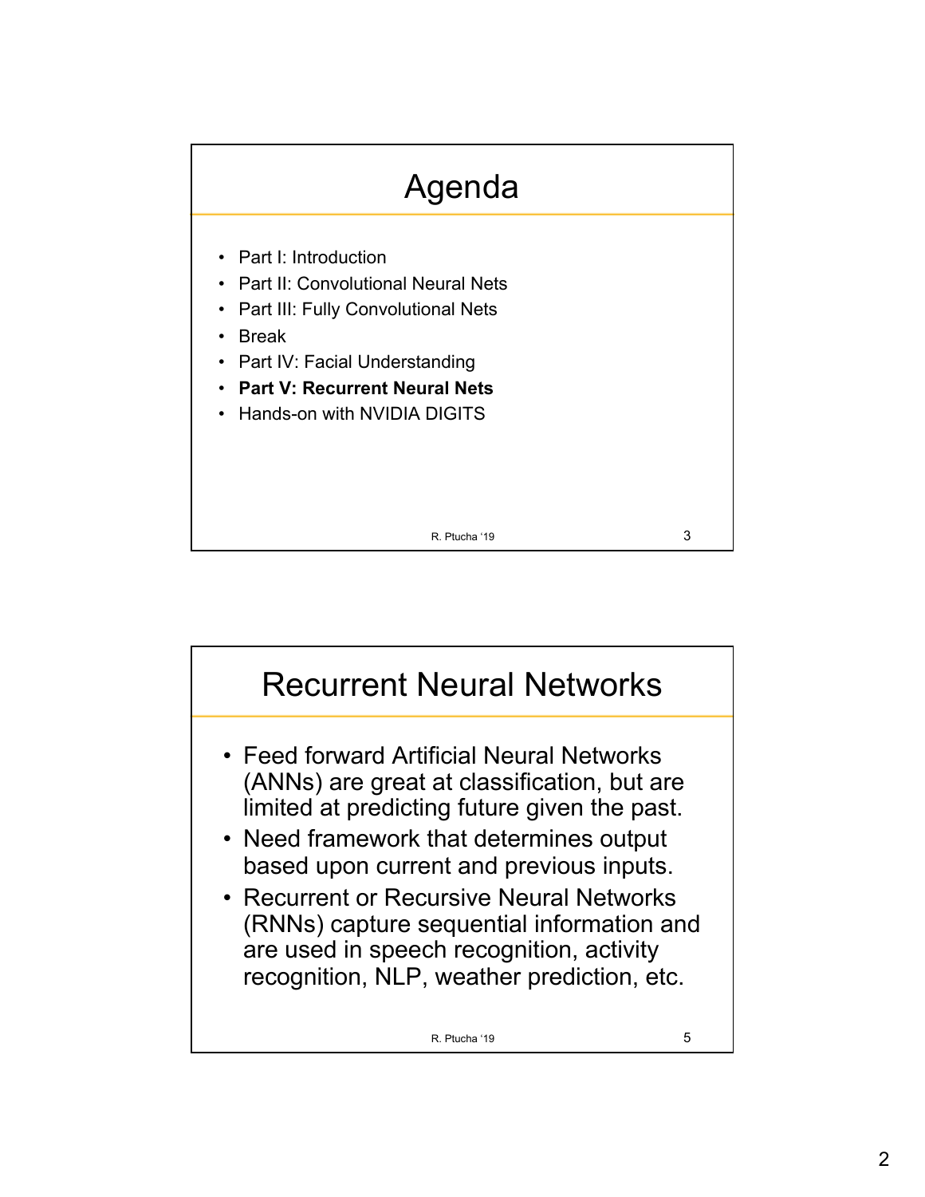# Agenda

- Part I: Introduction
- Part II: Convolutional Neural Nets
- Part III: Fully Convolutional Nets
- Break
- Part IV: Facial Understanding
- **Part V: Recurrent Neural Nets**
- Hands-on with NVIDIA DIGITS

# Recurrent Neural Networks

- Feed forward Artificial Neural Networks (ANNs) are great at classification, but are limited at predicting future given the past.
- Need framework that determines output based upon current and previous inputs.
- Recurrent or Recursive Neural Networks (RNNs) capture sequential information and are used in speech recognition, activity recognition, NLP, weather prediction, etc.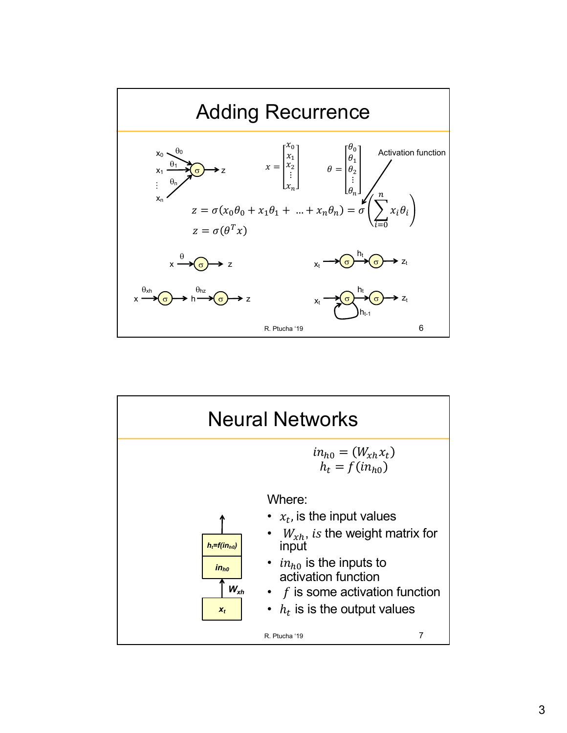# Adding Recurrence

$$x = \begin{bmatrix} x_0 \\ x_1 \\ x_2 \\ \vdots \\ x_n \end{bmatrix} \qquad \theta = \begin{bmatrix} \theta_0 \\ \theta_1 \\ \theta_2 \\ \vdots \\ \theta_n \end{bmatrix}$$

Activation function

$$z = \sigma(x_0\theta_0 + x_1\theta_1 + \ldots + x_n\theta_n) = \sigma\left(\sum_{i=0}^{n} x_i\theta_i\right)$$

$$z = \sigma(\theta^T x)$$

# Neural Networks

$$in_{h0} = (W_{xh}x_t)$$
$$h_t = f(in_{h0})$$

Where:

- $x_t$, is the input values
- $W_{xh}$, is the weight matrix for input
- $in_{h0}$ is the inputs to activation function
- $f$ is some activation function
- $h_t$ is is the output values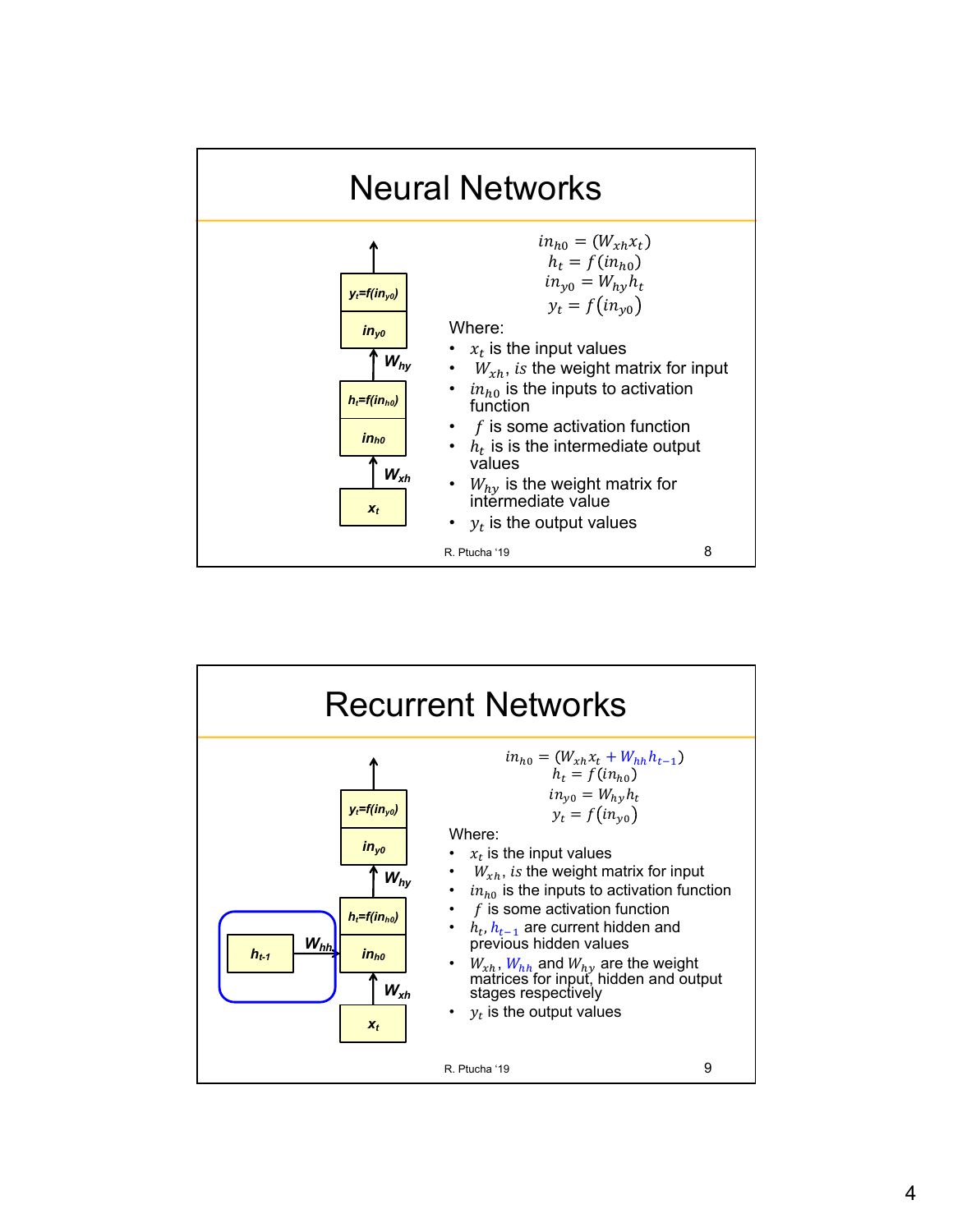# Neural Networks

$$in_{h0} = (W_{xh}x_t)$$
$$h_t = f(in_{h0})$$
$$in_{y0} = W_{hy}h_t$$
$$y_t = f(in_{y0})$$

Where:

- $x_t$ is the input values
- $W_{xh}$, *is* the weight matrix for input
- $in_{h0}$ is the inputs to activation function
- $f$ is some activation function
- $h_t$ is is the intermediate output values
- $W_{hy}$ is the weight matrix for intermediate value
- $y_t$ is the output values

R. Ptucha '19

# Recurrent Networks

$$in_{h0} = (W_{xh}x_t + W_{hh}h_{t-1})$$
$$h_t = f(in_{h0})$$
$$in_{y0} = W_{hy}h_t$$
$$y_t = f(in_{y0})$$

Where:

- $x_t$ is the input values
- $W_{xh}$, *is* the weight matrix for input
- $in_{h0}$ is the inputs to activation function
- $f$ is some activation function
- $h_t$, $h_{t-1}$ are current hidden and previous hidden values
- $W_{xh}$, $W_{hh}$ and $W_{hy}$ are the weight matrices for input, hidden and output stages respectively
- $y_t$ is the output values

R. Ptucha '19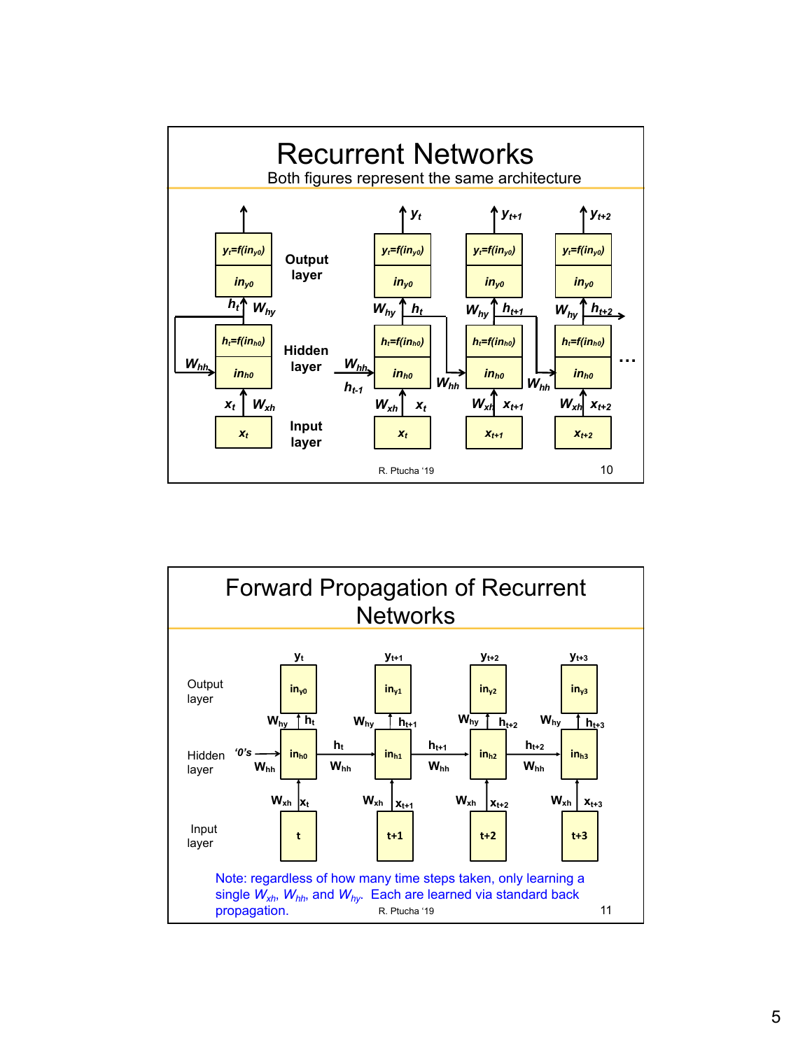## Recurrent Networks

Both figures represent the same architecture

Output layer

Hidden layer

Input layer

## Forward Propagation of Recurrent Networks

Output layer

Hidden layer

Input layer

Note: regardless of how many time steps taken, only learning a single $W_{xh}$, $W_{hh}$, and $W_{hy}$. Each are learned via standard back propagation.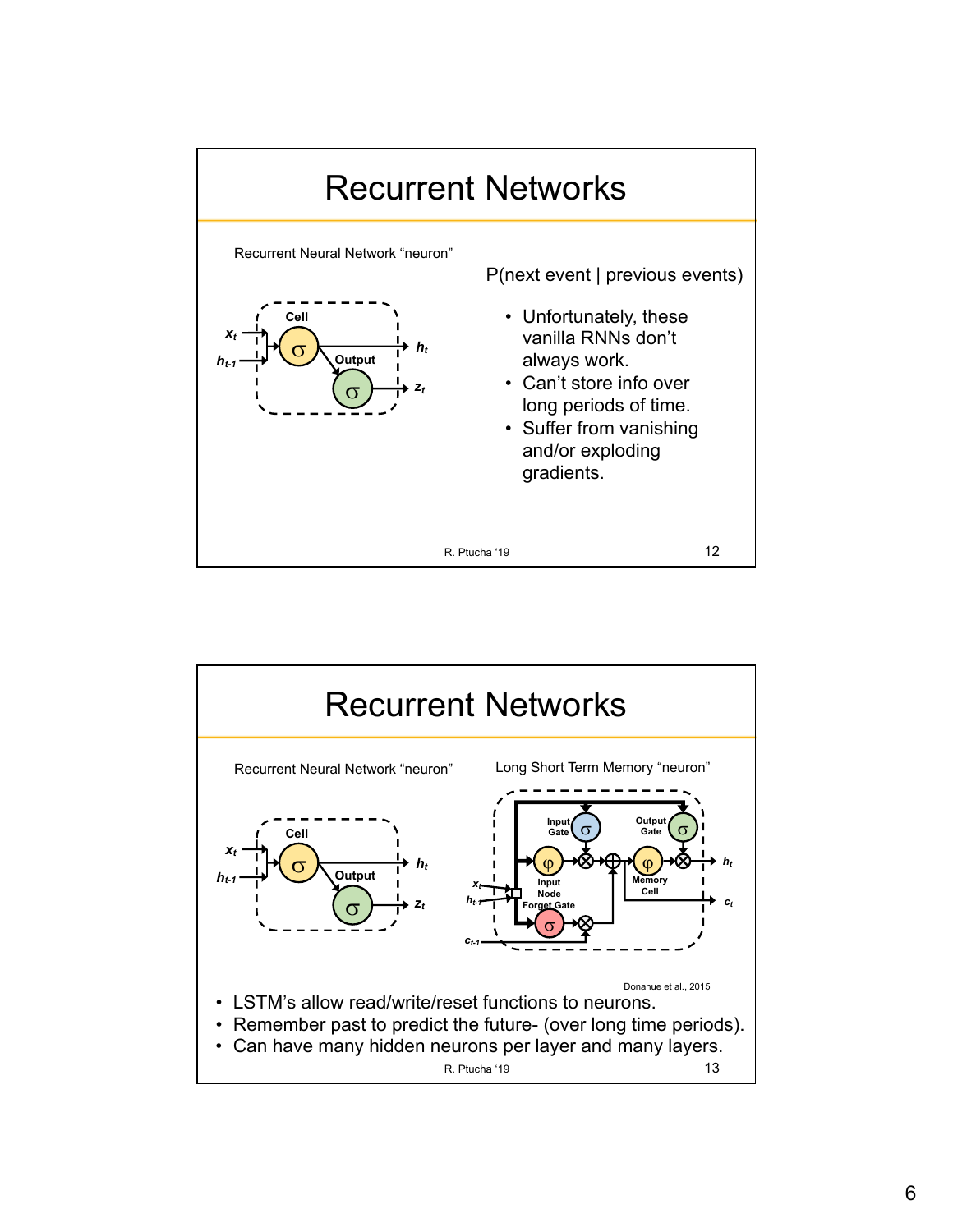# Recurrent Networks

Recurrent Neural Network "neuron"

P(next event | previous events)

- Unfortunately, these vanilla RNNs don't always work.
- Can't store info over long periods of time.
- Suffer from vanishing and/or exploding gradients.

R. Ptucha '19

# Recurrent Networks

Recurrent Neural Network "neuron"

Long Short Term Memory "neuron"

Donahue et al., 2015

- LSTM's allow read/write/reset functions to neurons.
- Remember past to predict the future- (over long time periods).
- Can have many hidden neurons per layer and many layers.

R. Ptucha '19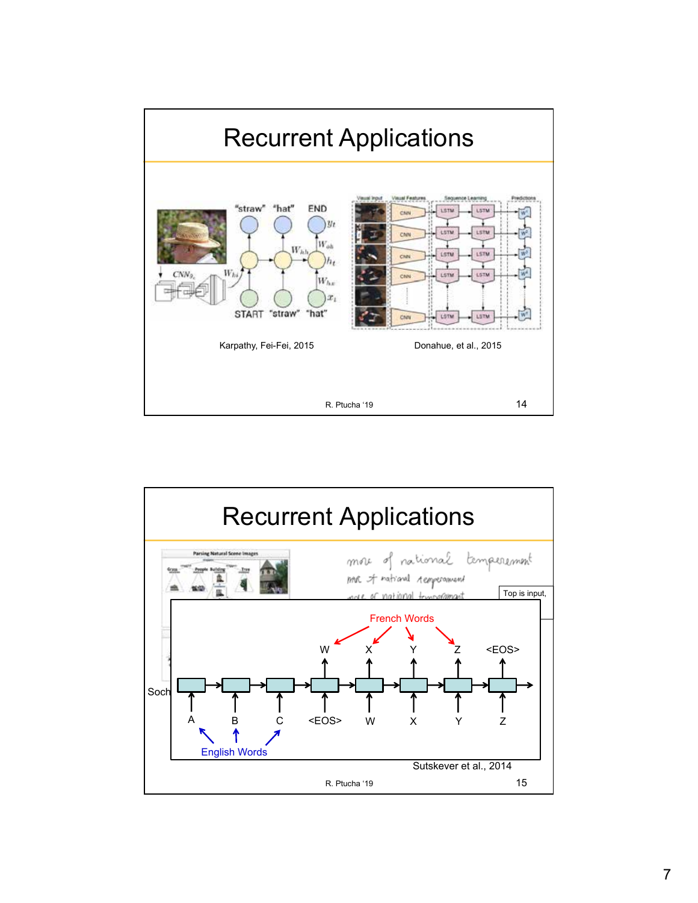# Recurrent Applications

"straw" "hat" END

$y_t$

$W_{oh}$

$W_{hh}$

$h_t$

$CNN_{\theta_c}$

$W_{hi}$

$W_{hx}$

$x_t$

START "straw" "hat"

Karpathy, Fei-Fei, 2015

Visual Input | Visual Features | Sequence Learning | Predictions

Donahue, et al., 2015

R. Ptucha '19

# Recurrent Applications

Parsing Natural Scene Images

more of national temperament

Top is input,

French Words

W X Y Z <EOS>

A B C <EOS> W X Y Z

English Words

Soch

Sutskever et al., 2014

R. Ptucha '19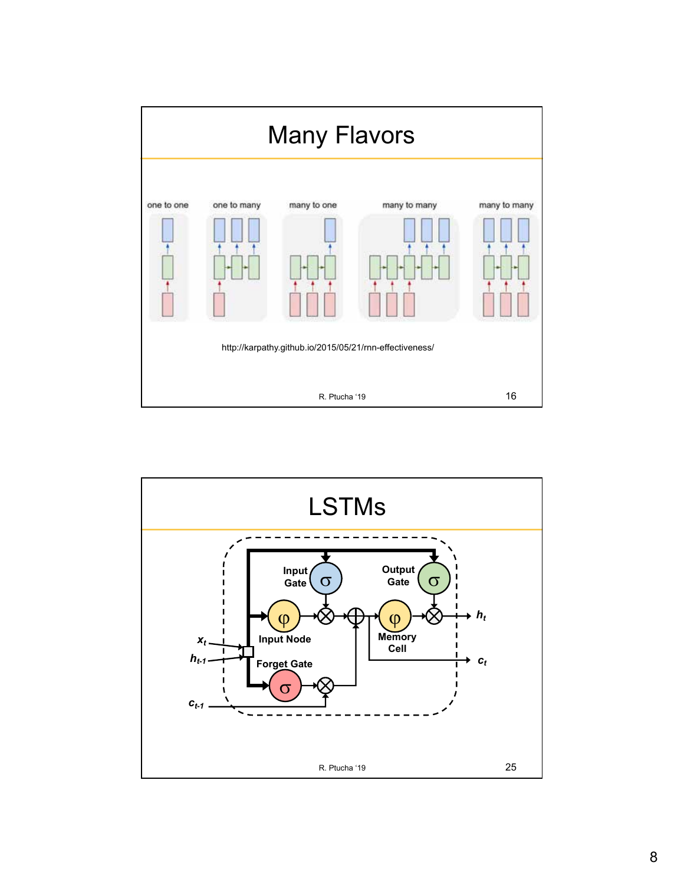# Many Flavors

one to one | one to many | many to one | many to many | many to many

http://karpathy.github.io/2015/05/21/rnn-effectiveness/

R. Ptucha '19

# LSTMs

Input Gate $\sigma$

Output Gate $\sigma$

Input Node $\varphi$

Memory Cell $\varphi$

Forget Gate $\sigma$

$x_t$, $h_{t-1}$, $c_{t-1}$, $h_t$, $c_t$

R. Ptucha '19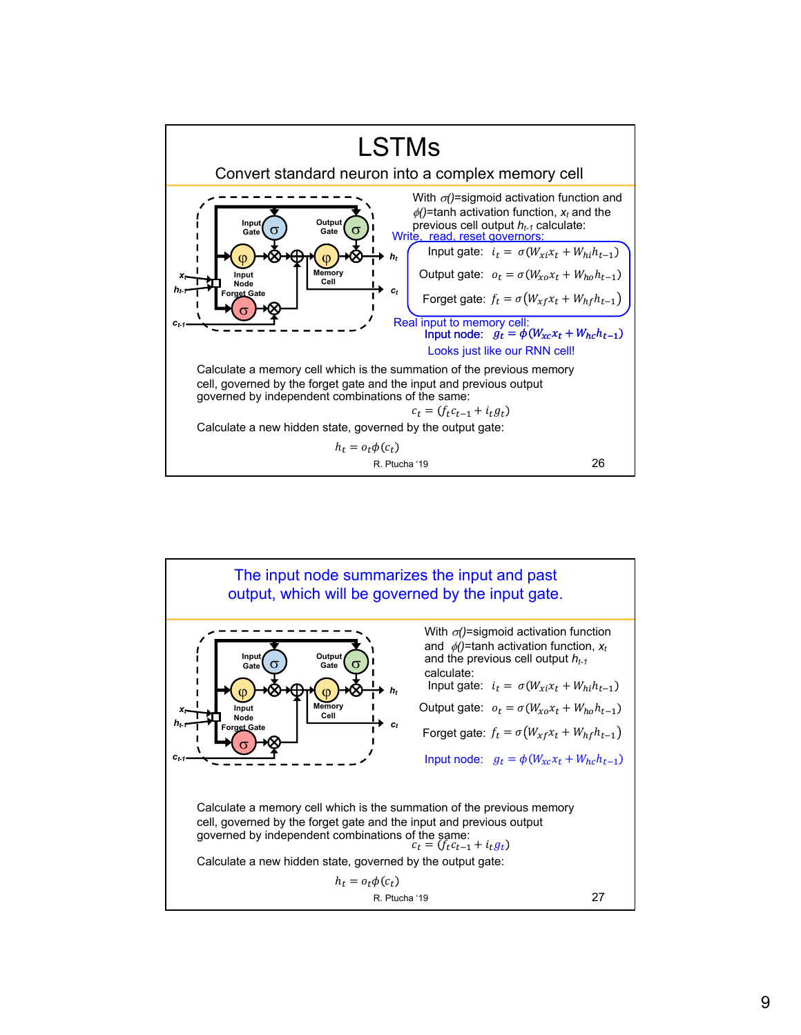# LSTMs

## Convert standard neuron into a complex memory cell

With $\sigma()$=sigmoid activation function and $\phi()$=tanh activation function, $x_t$ and the previous cell output $h_{t-1}$ calculate:

Write, read, reset governors:

Input gate: $i_t = \sigma(W_{xi}x_t + W_{hi}h_{t-1})$

Output gate: $o_t = \sigma(W_{xo}x_t + W_{ho}h_{t-1})$

Forget gate: $f_t = \sigma(W_{xf}x_t + W_{hf}h_{t-1})$

Real input to memory cell:

Input node: $g_t = \phi(W_{xc}x_t + W_{hc}h_{t-1})$

Looks just like our RNN cell!

Calculate a memory cell which is the summation of the previous memory cell, governed by the forget gate and the input and previous output governed by independent combinations of the same:

$$c_t = (f_t c_{t-1} + i_t g_t)$$

Calculate a new hidden state, governed by the output gate:

$$h_t = o_t \phi(c_t)$$

R. Ptucha '19

---

## The input node summarizes the input and past output, which will be governed by the input gate.

With $\sigma()$=sigmoid activation function and $\phi()$=tanh activation function, $x_t$ and the previous cell output $h_{t-1}$ calculate:

Input gate: $i_t = \sigma(W_{xi}x_t + W_{hi}h_{t-1})$

Output gate: $o_t = \sigma(W_{xo}x_t + W_{ho}h_{t-1})$

Forget gate: $f_t = \sigma(W_{xf}x_t + W_{hf}h_{t-1})$

Input node: $g_t = \phi(W_{xc}x_t + W_{hc}h_{t-1})$

Calculate a memory cell which is the summation of the previous memory cell, governed by the forget gate and the input and previous output governed by independent combinations of the same:

$$c_t = (f_t c_{t-1} + i_t g_t)$$

Calculate a new hidden state, governed by the output gate:

$$h_t = o_t \phi(c_t)$$

R. Ptucha '19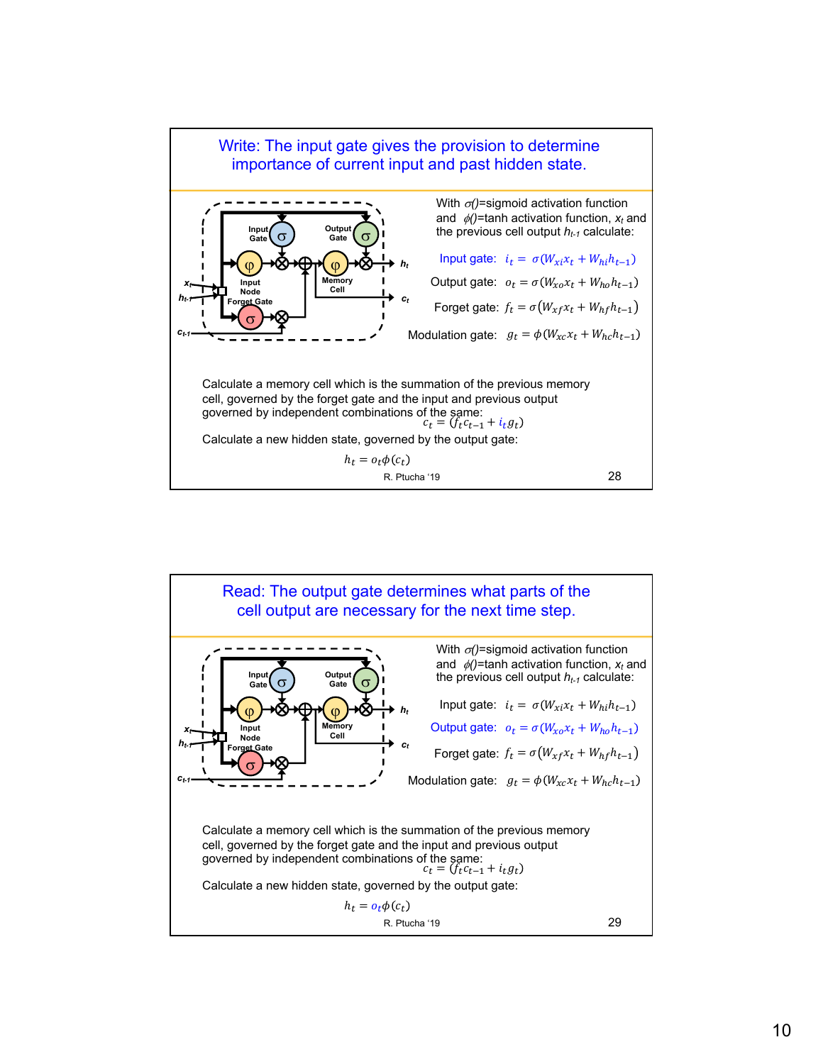## Write: The input gate gives the provision to determine importance of current input and past hidden state.

With $\sigma()$=sigmoid activation function and $\phi()$=tanh activation function, $x_t$ and the previous cell output $h_{t-1}$ calculate:

Input gate: $i_t = \sigma(W_{xi}x_t + W_{hi}h_{t-1})$

Output gate: $o_t = \sigma(W_{xo}x_t + W_{ho}h_{t-1})$

Forget gate: $f_t = \sigma(W_{xf}x_t + W_{hf}h_{t-1})$

Modulation gate: $g_t = \phi(W_{xc}x_t + W_{hc}h_{t-1})$

Calculate a memory cell which is the summation of the previous memory cell, governed by the forget gate and the input and previous output governed by independent combinations of the same:

$$c_t = (f_t c_{t-1} + i_t g_t)$$

Calculate a new hidden state, governed by the output gate:

$$h_t = o_t \phi(c_t)$$

R. Ptucha '19

## Read: The output gate determines what parts of the cell output are necessary for the next time step.

With $\sigma()$=sigmoid activation function and $\phi()$=tanh activation function, $x_t$ and the previous cell output $h_{t-1}$ calculate:

Input gate: $i_t = \sigma(W_{xi}x_t + W_{hi}h_{t-1})$

Output gate: $o_t = \sigma(W_{xo}x_t + W_{ho}h_{t-1})$

Forget gate: $f_t = \sigma(W_{xf}x_t + W_{hf}h_{t-1})$

Modulation gate: $g_t = \phi(W_{xc}x_t + W_{hc}h_{t-1})$

Calculate a memory cell which is the summation of the previous memory cell, governed by the forget gate and the input and previous output governed by independent combinations of the same:

$$c_t = (f_t c_{t-1} + i_t g_t)$$

Calculate a new hidden state, governed by the output gate:

$$h_t = o_t \phi(c_t)$$

R. Ptucha '19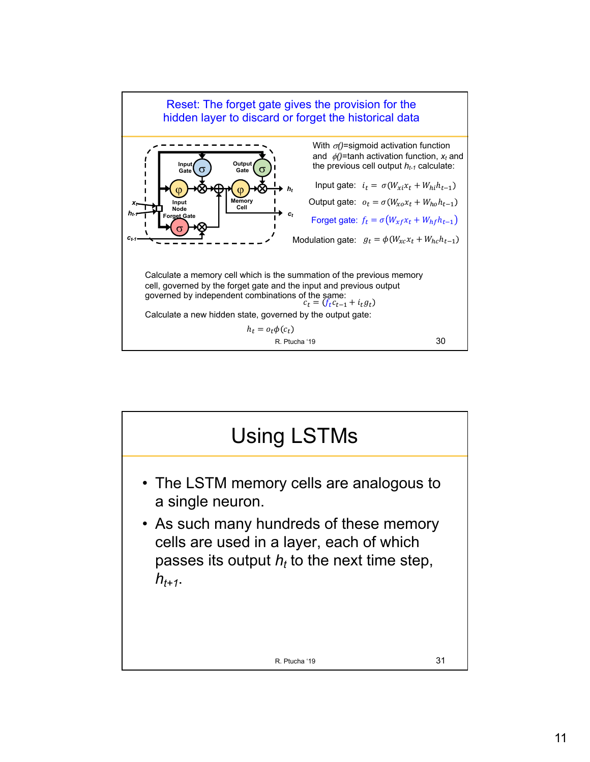## Reset: The forget gate gives the provision for the hidden layer to discard or forget the historical data

With $\sigma()$=sigmoid activation function and $\phi()$=tanh activation function, $x_t$ and the previous cell output $h_{t-1}$ calculate:

Input gate: $i_t = \sigma(W_{xi}x_t + W_{hi}h_{t-1})$

Output gate: $o_t = \sigma(W_{xo}x_t + W_{ho}h_{t-1})$

Forget gate: $f_t = \sigma(W_{xf}x_t + W_{hf}h_{t-1})$

Modulation gate: $g_t = \phi(W_{xc}x_t + W_{hc}h_{t-1})$

Calculate a memory cell which is the summation of the previous memory cell, governed by the forget gate and the input and previous output governed by independent combinations of the same:

$$c_t = (f_t c_{t-1} + i_t g_t)$$

Calculate a new hidden state, governed by the output gate:

$$h_t = o_t \phi(c_t)$$

R. Ptucha '19

# Using LSTMs

- The LSTM memory cells are analogous to a single neuron.
- As such many hundreds of these memory cells are used in a layer, each of which passes its output $h_t$ to the next time step, $h_{t+1}$.

R. Ptucha '19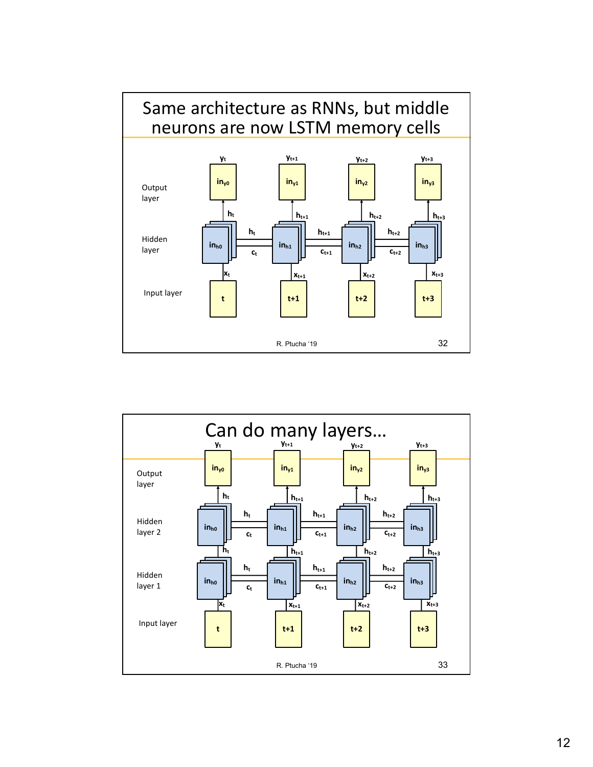## Same architecture as RNNs, but middle neurons are now LSTM memory cells

Output layer: $y_t$ ($in_{y0}$), $y_{t+1}$ ($in_{y1}$), $y_{t+2}$ ($in_{y2}$), $y_{t+3}$ ($in_{y3}$)

Hidden layer: $in_{h0}$, $in_{h1}$, $in_{h2}$, $in_{h3}$ — connected over time by $h_t$, $c_t$; $h_{t+1}$, $c_{t+1}$; $h_{t+2}$, $c_{t+2}$; outputs $h_t$, $h_{t+1}$, $h_{t+2}$, $h_{t+3}$

Input layer: t, t+1, t+2, t+3 — inputs $x_t$, $x_{t+1}$, $x_{t+2}$, $x_{t+3}$

R. Ptucha '19

## Can do many layers…

Output layer: $y_t$ ($in_{y0}$), $y_{t+1}$ ($in_{y1}$), $y_{t+2}$ ($in_{y2}$), $y_{t+3}$ ($in_{y3}$)

Hidden layer 2: $in_{h0}$, $in_{h1}$, $in_{h2}$, $in_{h3}$ — connected over time by $h_t$, $c_t$; $h_{t+1}$, $c_{t+1}$; $h_{t+2}$, $c_{t+2}$; outputs $h_t$, $h_{t+1}$, $h_{t+2}$, $h_{t+3}$

Hidden layer 1: $in_{h0}$, $in_{h1}$, $in_{h2}$, $in_{h3}$ — connected over time by $h_t$, $c_t$; $h_{t+1}$, $c_{t+1}$; $h_{t+2}$, $c_{t+2}$; outputs $h_t$, $h_{t+1}$, $h_{t+2}$, $h_{t+3}$

Input layer: t, t+1, t+2, t+3 — inputs $x_t$, $x_{t+1}$, $x_{t+2}$, $x_{t+3}$

R. Ptucha '19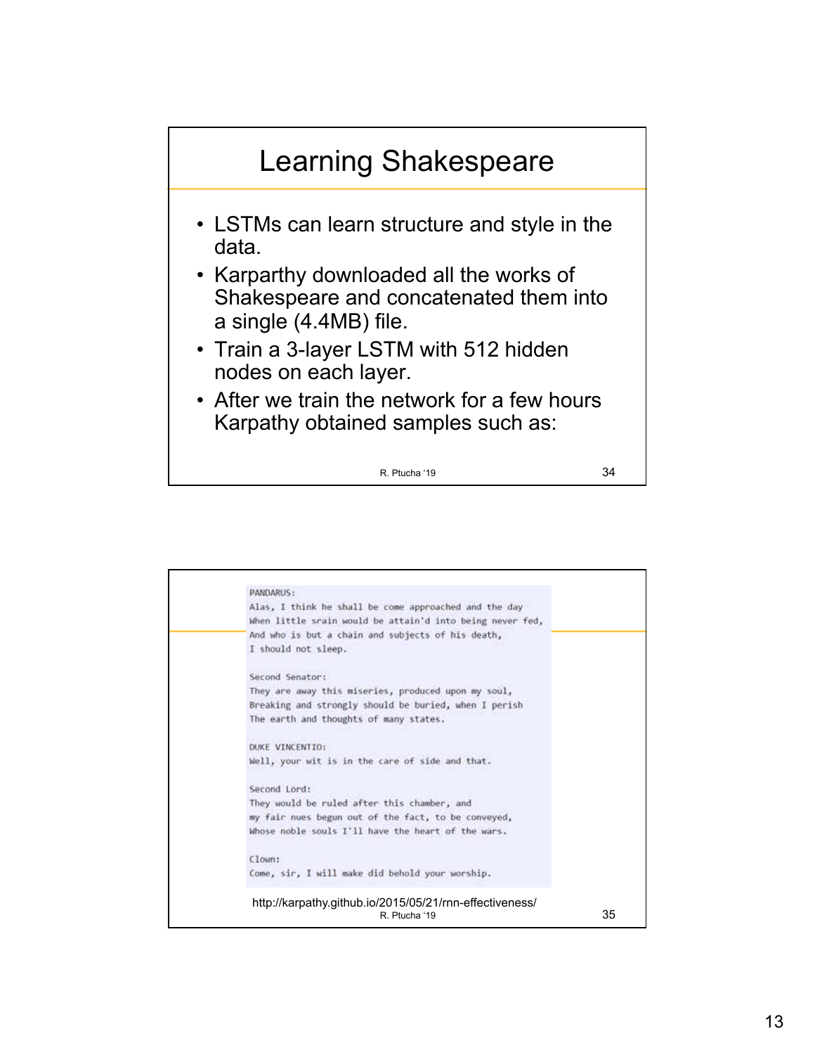# Learning Shakespeare

- LSTMs can learn structure and style in the data.
- Karparthy downloaded all the works of Shakespeare and concatenated them into a single (4.4MB) file.
- Train a 3-layer LSTM with 512 hidden nodes on each layer.
- After we train the network for a few hours Karpathy obtained samples such as:

```
PANDARUS:
Alas, I think he shall be come approached and the day
When little srain would be attain'd into being never fed,
And who is but a chain and subjects of his death,
I should not sleep.

Second Senator:
They are away this miseries, produced upon my soul,
Breaking and strongly should be buried, when I perish
The earth and thoughts of many states.

DUKE VINCENTIO:
Well, your wit is in the care of side and that.

Second Lord:
They would be ruled after this chamber, and
my fair nues begun out of the fact, to be conveyed,
Whose noble souls I'll have the heart of the wars.

Clown:
Come, sir, I will make did behold your worship.
```

http://karpathy.github.io/2015/05/21/rnn-effectiveness/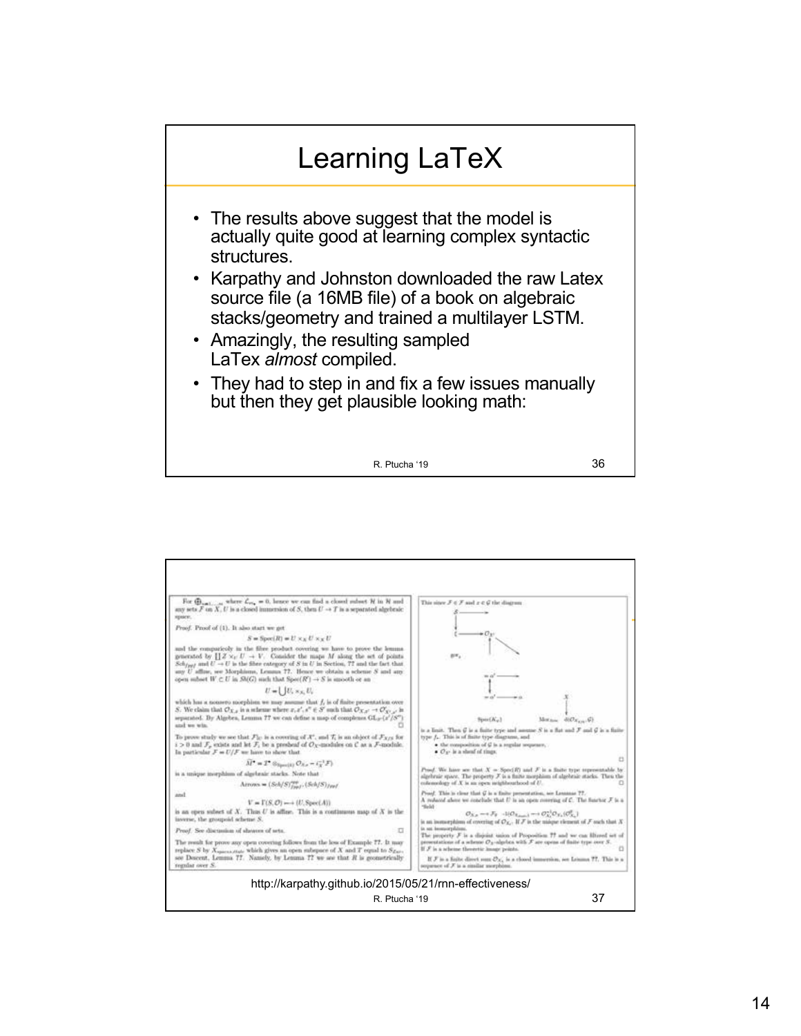# Learning LaTeX

- The results above suggest that the model is actually quite good at learning complex syntactic structures.
- Karpathy and Johnston downloaded the raw Latex source file (a 16MB file) of a book on algebraic stacks/geometry and trained a multilayer LSTM.
- Amazingly, the resulting sampled LaTex *almost* compiled.
- They had to step in and fix a few issues manually but then they get plausible looking math:

http://karpathy.github.io/2015/05/21/rnn-effectiveness/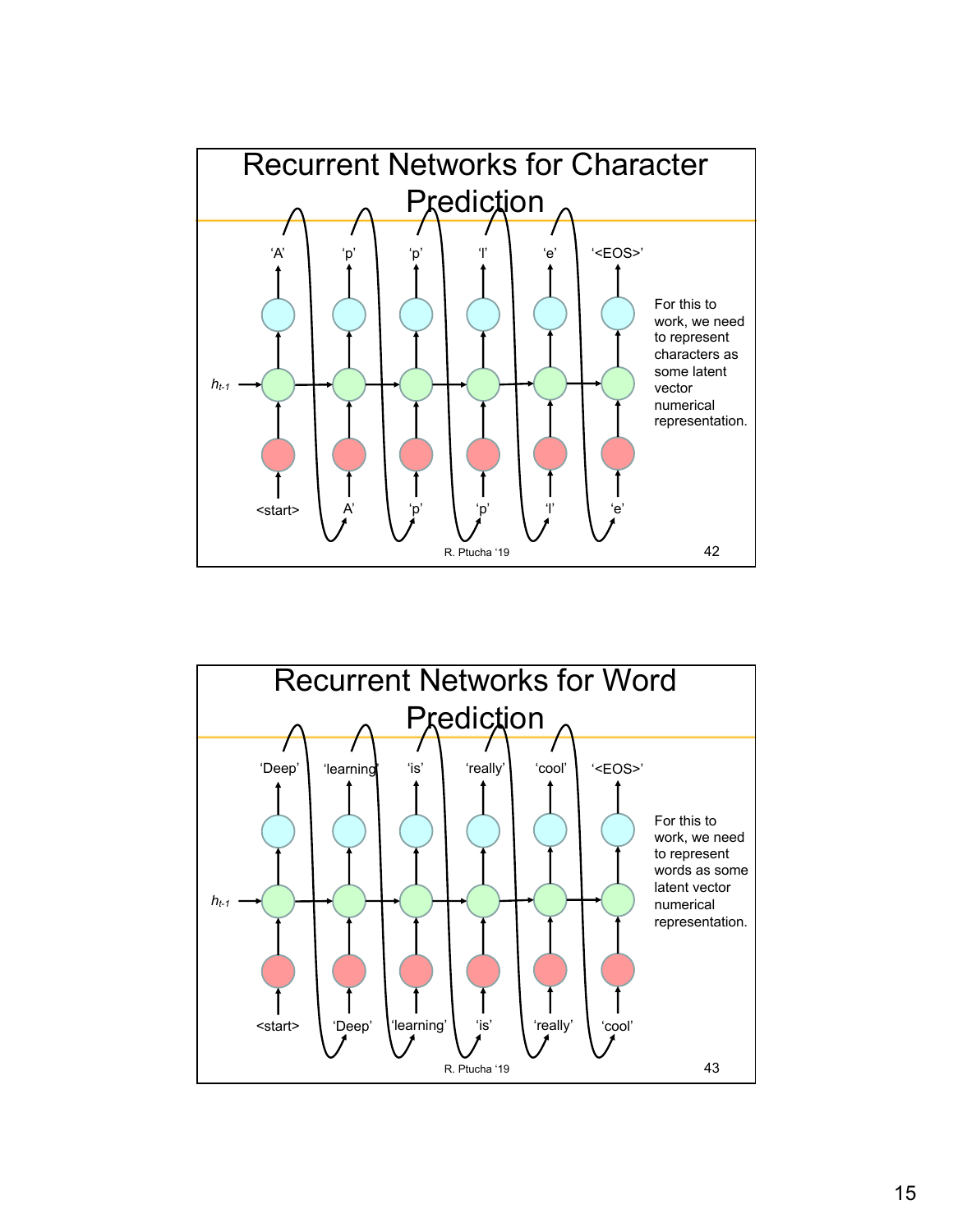# Recurrent Networks for Character Prediction

'A' 'p' 'p' 'l' 'e' '<EOS>'

$h_{t-1}$

<start> A' 'p' 'p' 'l' 'e'

For this to work, we need to represent characters as some latent vector numerical representation.

R. Ptucha '19

42

# Recurrent Networks for Word Prediction

'Deep' 'learning' 'is' 'really' 'cool' '<EOS>'

$h_{t-1}$

<start> 'Deep' 'learning' 'is' 'really' 'cool'

For this to work, we need to represent words as some latent vector numerical representation.

R. Ptucha '19

43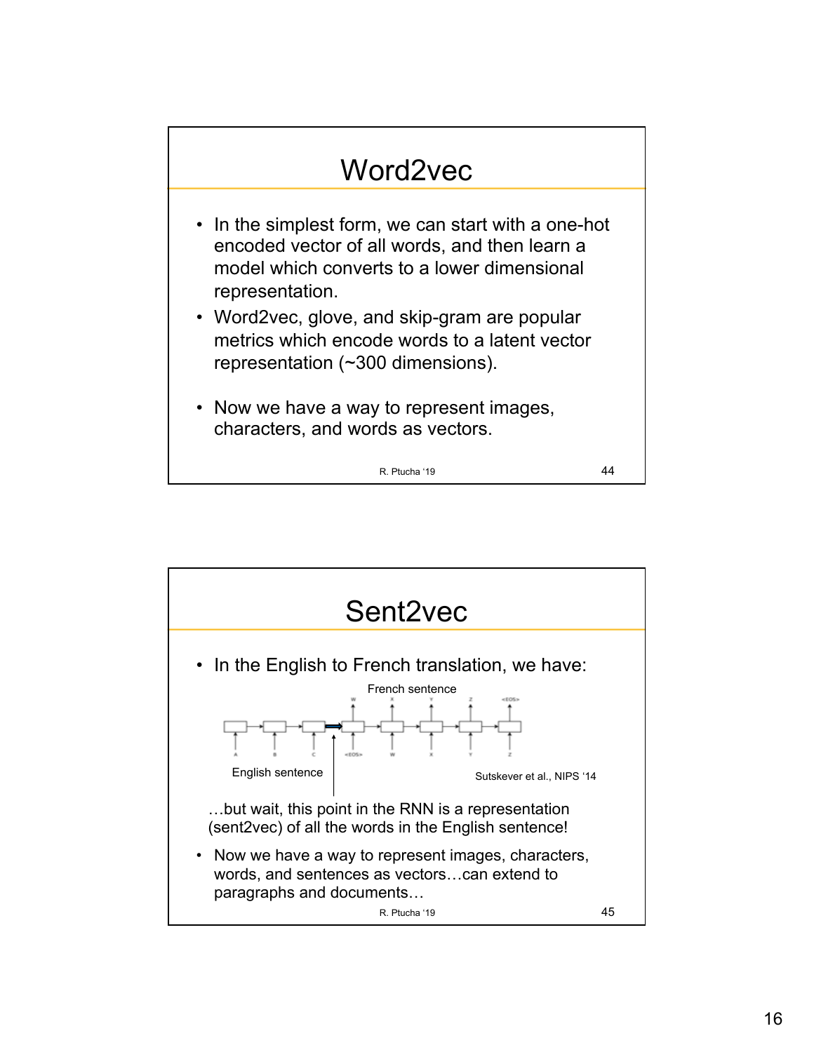## Word2vec

- In the simplest form, we can start with a one-hot encoded vector of all words, and then learn a model which converts to a lower dimensional representation.
- Word2vec, glove, and skip-gram are popular metrics which encode words to a latent vector representation (~300 dimensions).
- Now we have a way to represent images, characters, and words as vectors.

R. Ptucha '19

## Sent2vec

- In the English to French translation, we have:

French sentence

English sentence

Sutskever et al., NIPS '14

…but wait, this point in the RNN is a representation (sent2vec) of all the words in the English sentence!

- Now we have a way to represent images, characters, words, and sentences as vectors…can extend to paragraphs and documents…

R. Ptucha '19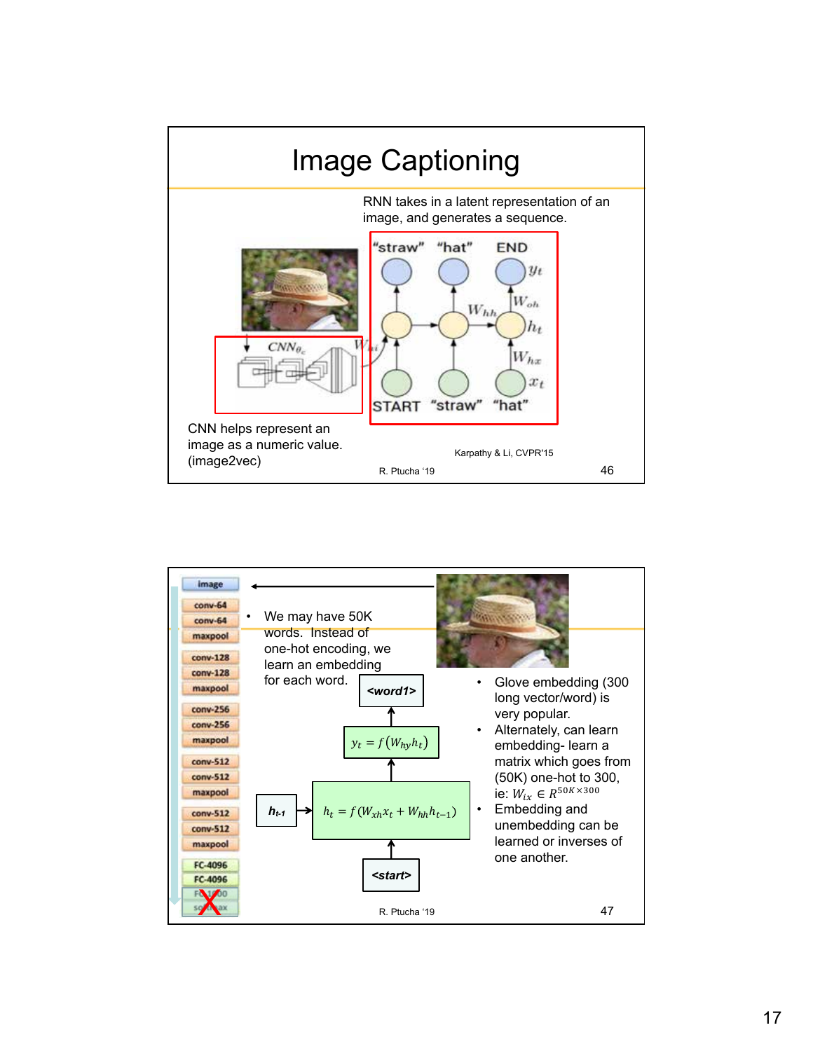# Image Captioning

RNN takes in a latent representation of an image, and generates a sequence.

"straw" "hat" END

$y_t$

$W_{hh}$ $W_{oh}$

$h_t$

$CNN_{\theta_c}$ $W_{hi}$

$W_{hx}$

$x_t$

START "straw" "hat"

CNN helps represent an image as a numeric value. (image2vec)

Karpathy & Li, CVPR'15

R. Ptucha '19

---

image
conv-64
conv-64
maxpool
conv-128
conv-128
maxpool
conv-256
conv-256
maxpool
conv-512
conv-512
maxpool
conv-512
conv-512
maxpool
FC-4096
FC-4096
FC-1000
softmax

- We may have 50K words. Instead of one-hot encoding, we learn an embedding for each word.

<word1>

$y_t = f(W_{hy}h_t)$

$h_{t-1}$

$h_t = f(W_{xh}x_t + W_{hh}h_{t-1})$

<start>

- Glove embedding (300 long vector/word) is very popular.
- Alternately, can learn embedding- learn a matrix which goes from (50K) one-hot to 300, ie: $W_{ix} \in R^{50K \times 300}$
- Embedding and unembedding can be learned or inverses of one another.

R. Ptucha '19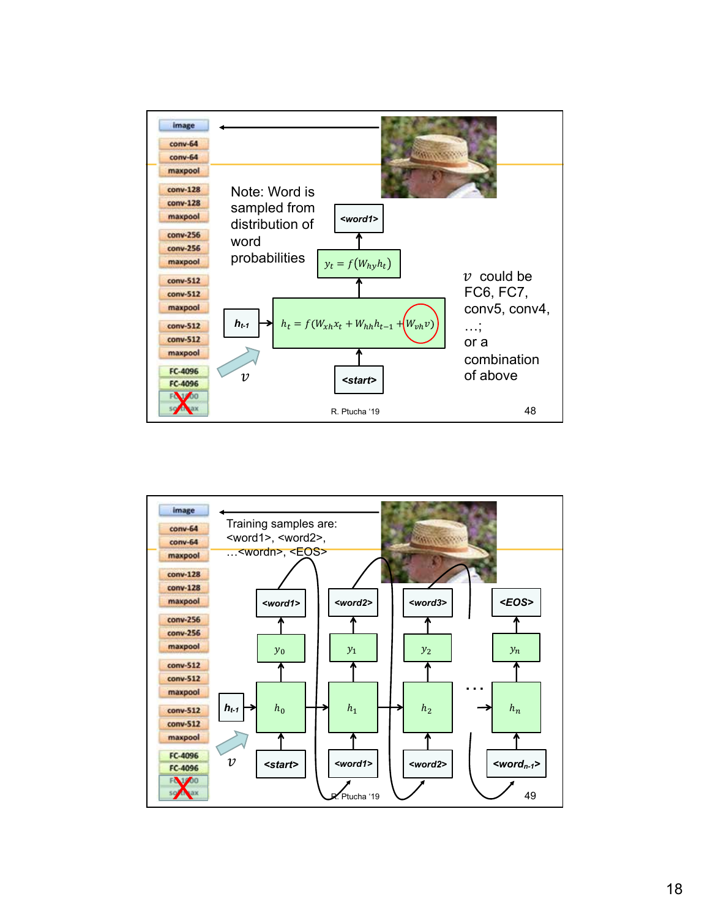Note: Word is sampled from distribution of word probabilities

$<word1>$

$y_t = f(W_{hy} h_t)$

$h_{t-1}$ → $h_t = f(W_{xh} x_t + W_{hh} h_{t-1} + W_{vh} v)$

$v$

<start>

$v$ could be FC6, FC7, conv5, conv4, …; or a combination of above

R. Ptucha '19

---

Training samples are: <word1>, <word2>, …<wordn>, <EOS>

| <word1> | <word2> | <word3> | … | <EOS> |
|---|---|---|---|---|
| $y_0$ | $y_1$ | $y_2$ | … | $y_n$ |
| $h_0$ | $h_1$ | $h_2$ | … | $h_n$ |
| <start> | <word1> | <word2> | … | $<word_{n-1}>$ |

$h_{t-1}$, $v$

R. Ptucha '19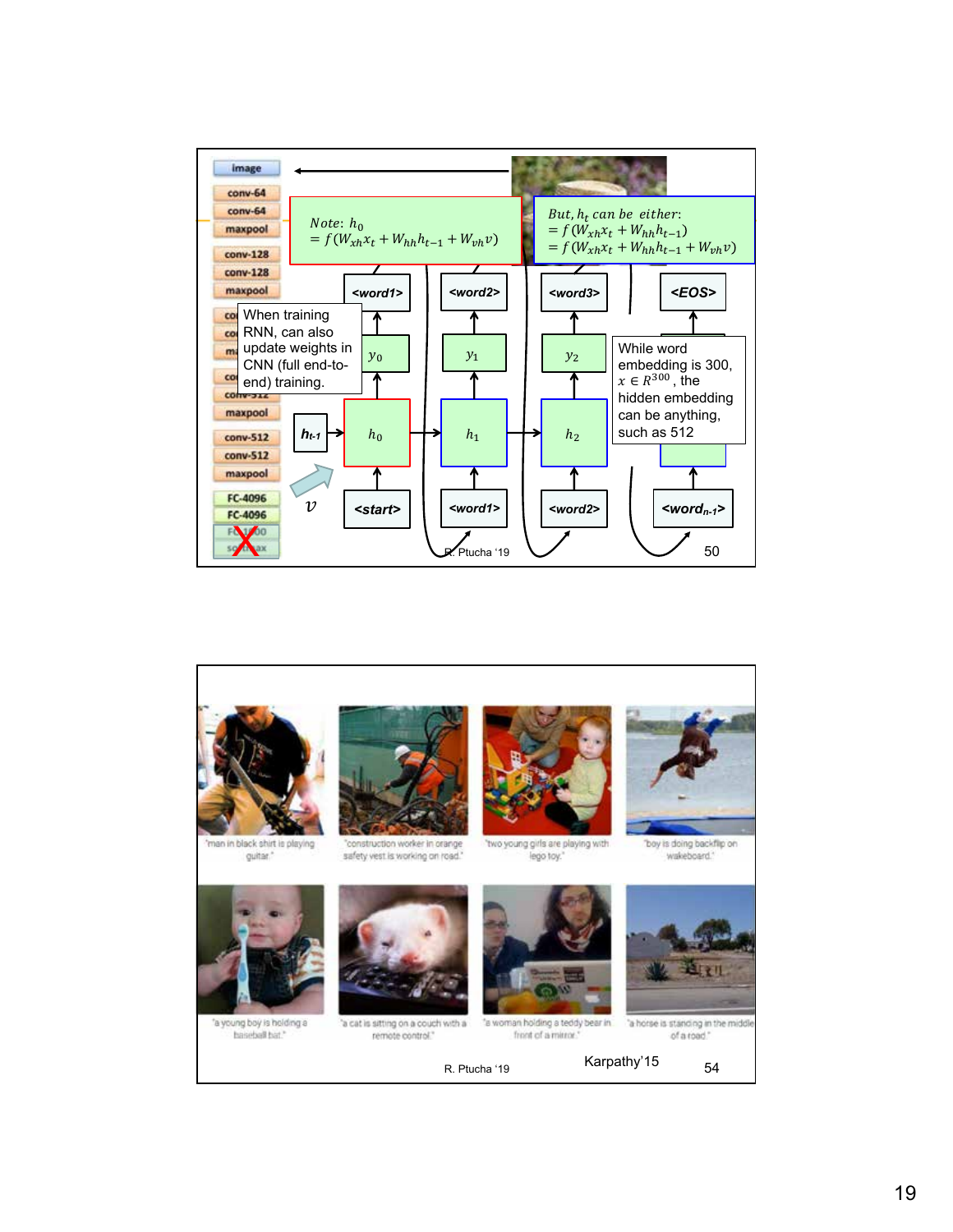Note: $h_0 = f(W_{xh}x_t + W_{hh}h_{t-1} + W_{vh}v)$

But, $h_t$ can be either:
$= f(W_{xh}x_t + W_{hh}h_{t-1})$
$= f(W_{xh}x_t + W_{hh}h_{t-1} + W_{vh}v)$

When training RNN, can also update weights in CNN (full end-to-end) training.

While word embedding is 300, $x \in R^{300}$, the hidden embedding can be anything, such as 512

image, conv-64, conv-64, maxpool, conv-128, conv-128, maxpool, conv-512, conv-512, maxpool, FC-4096, FC-4096, FC-1000, softmax

$h_{t-1}$, $v$, $h_0$, $h_1$, $h_2$, $y_0$, $y_1$, $y_2$

<start>, <word1>, <word2>, <word3>, <EOS>, <word$_{n-1}$>

R. Ptucha '19

---

"man in black shirt is playing guitar."

"construction worker in orange safety vest is working on road."

"two young girls are playing with lego toy."

"boy is doing backflip on wakeboard."

"a young boy is holding a baseball bat."

"a cat is sitting on a couch with a remote control."

"a woman holding a teddy bear in front of a mirror."

"a horse is standing in the middle of a road."

R. Ptucha '19

Karpathy'15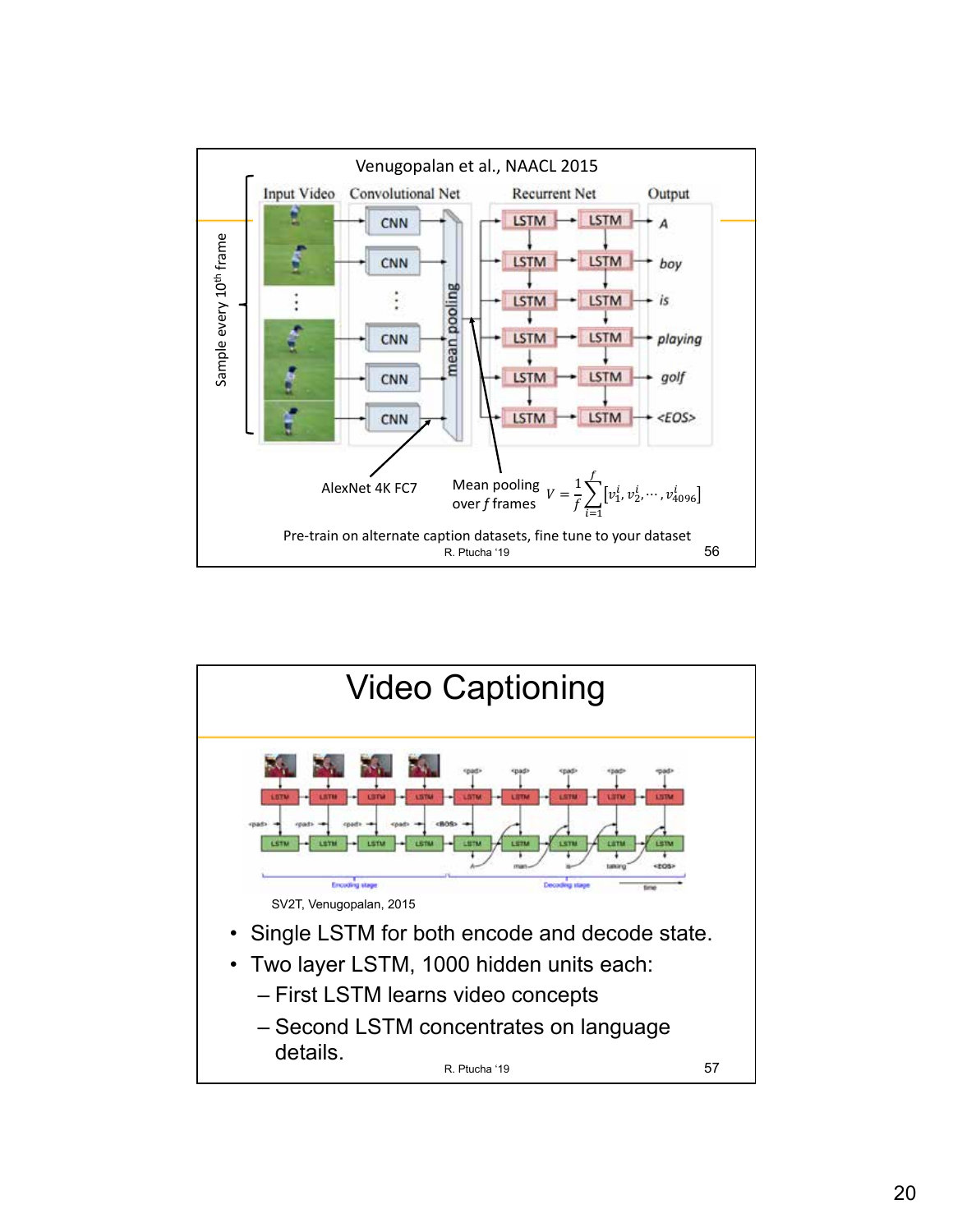Venugopalan et al., NAACL 2015

Input Video | Convolutional Net | Recurrent Net | Output

Sample every 10th frame

CNN → mean pooling → LSTM → LSTM → A, boy, is, playing, golf, <EOS>

AlexNet 4K FC7

Mean pooling over $f$ frames $V = \frac{1}{f}\sum_{i=1}^{f}[v_1^i, v_2^i, \cdots, v_{4096}^i]$

Pre-train on alternate caption datasets, fine tune to your dataset

R. Ptucha '19

# Video Captioning

SV2T, Venugopalan, 2015

- Single LSTM for both encode and decode state.
- Two layer LSTM, 1000 hidden units each:
  - First LSTM learns video concepts
  - Second LSTM concentrates on language details.

R. Ptucha '19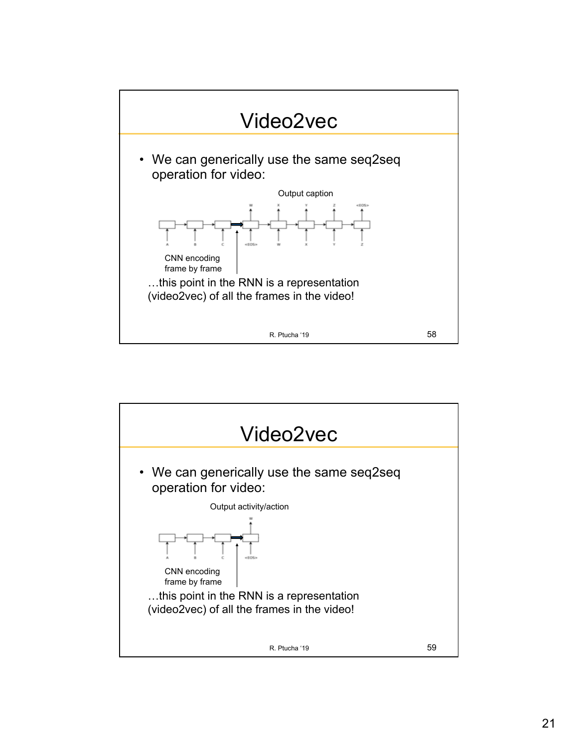# Video2vec

- We can generically use the same seq2seq operation for video:

Output caption

CNN encoding frame by frame

…this point in the RNN is a representation (video2vec) of all the frames in the video!

# Video2vec

- We can generically use the same seq2seq operation for video:

Output activity/action

CNN encoding frame by frame

…this point in the RNN is a representation (video2vec) of all the frames in the video!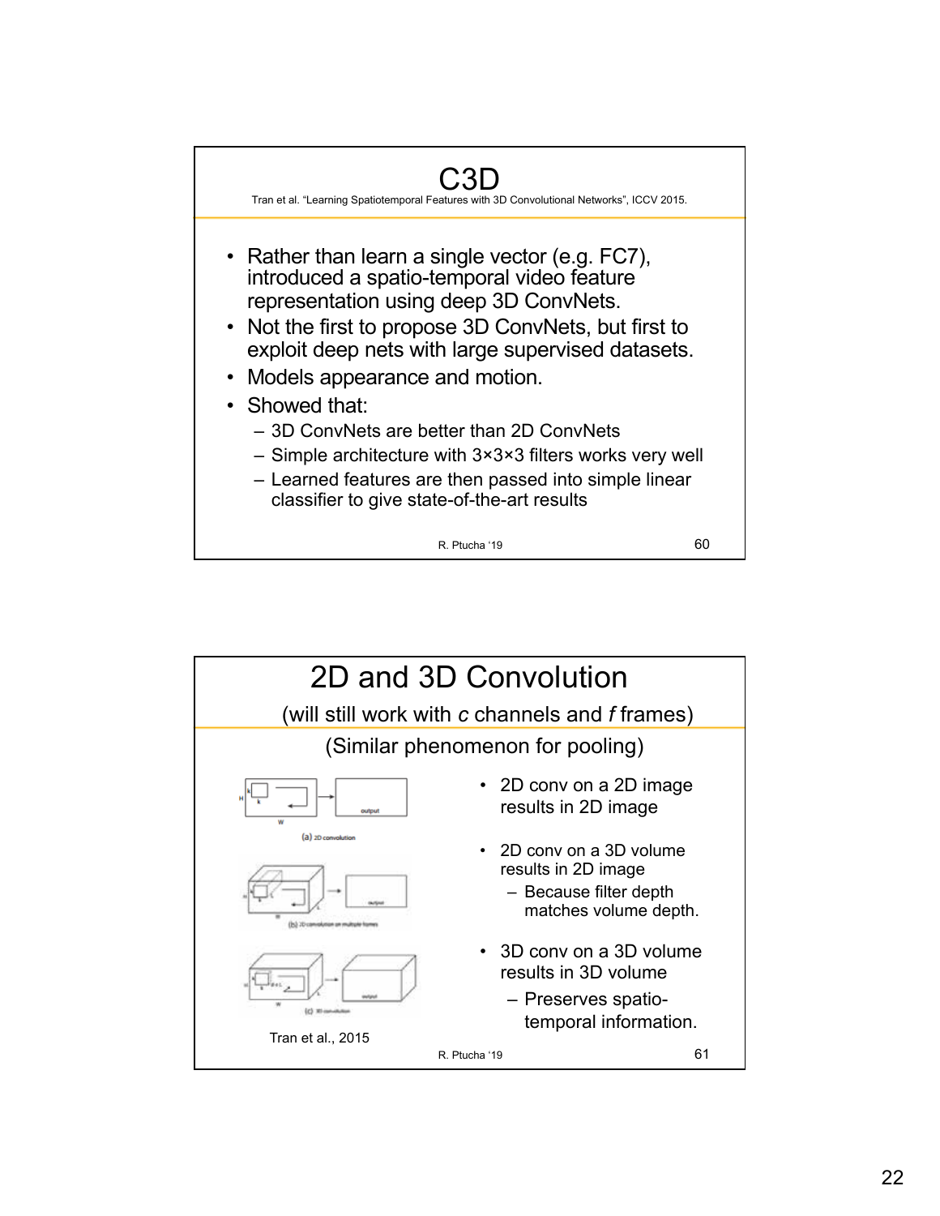# C3D

Tran et al. "Learning Spatiotemporal Features with 3D Convolutional Networks", ICCV 2015.

- Rather than learn a single vector (e.g. FC7), introduced a spatio-temporal video feature representation using deep 3D ConvNets.
- Not the first to propose 3D ConvNets, but first to exploit deep nets with large supervised datasets.
- Models appearance and motion.
- Showed that:
  - 3D ConvNets are better than 2D ConvNets
  - Simple architecture with 3×3×3 filters works very well
  - Learned features are then passed into simple linear classifier to give state-of-the-art results

R. Ptucha '19

# 2D and 3D Convolution

(will still work with *c* channels and *f* frames)

(Similar phenomenon for pooling)

- 2D conv on a 2D image results in 2D image
- 2D conv on a 3D volume results in 2D image
  - Because filter depth matches volume depth.
- 3D conv on a 3D volume results in 3D volume
  - Preserves spatio-temporal information.

(a) 2D convolution

(b) 2D convolution on multiple frames

(c) 3D convolution

Tran et al., 2015

R. Ptucha '19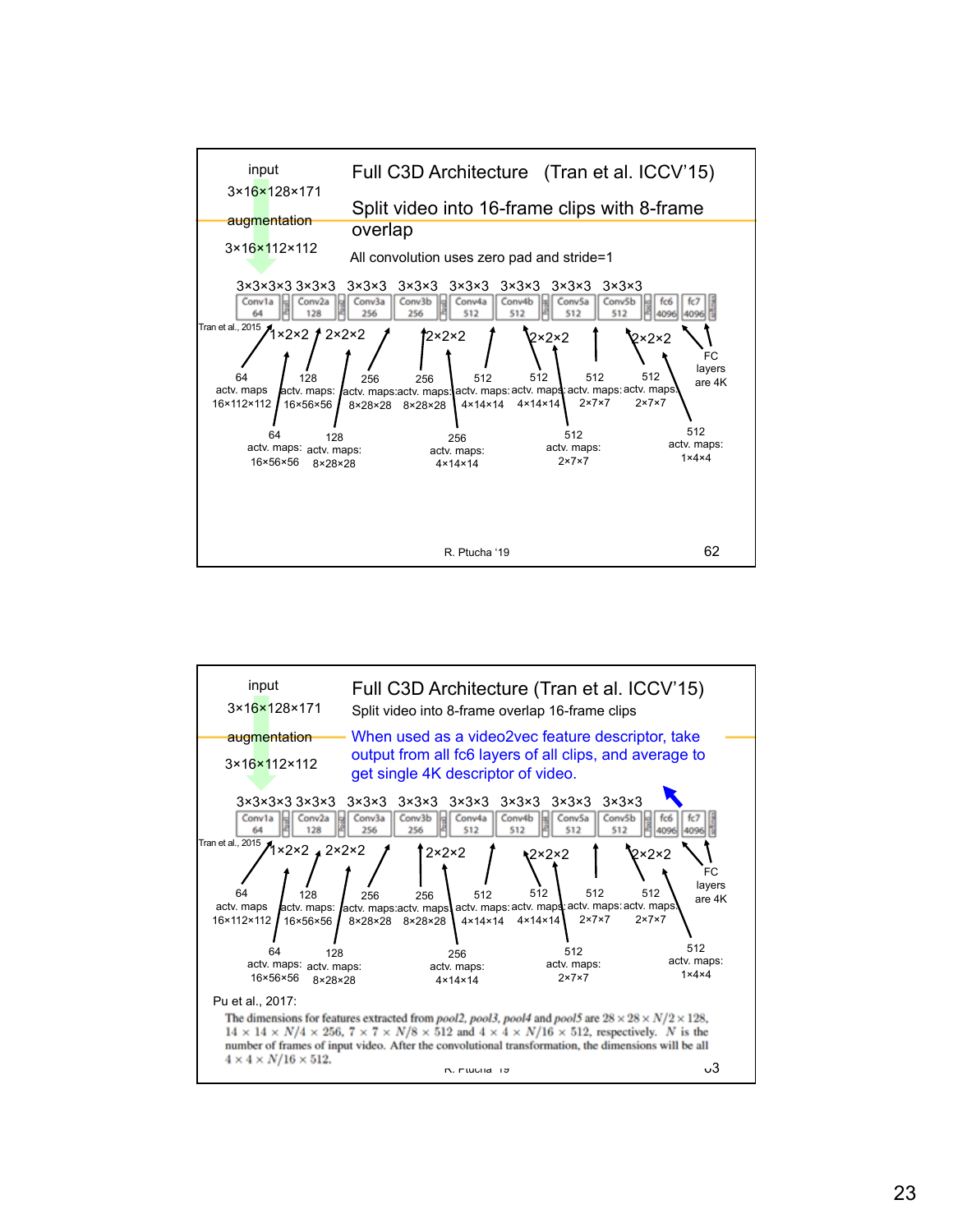## Full C3D Architecture (Tran et al. ICCV'15)

input
3×16×128×171

augmentation

3×16×112×112

Split video into 16-frame clips with 8-frame overlap

All convolution uses zero pad and stride=1

3×3×3 3×3×3 3×3×3 3×3×3 3×3×3 3×3×3 3×3×3 3×3×3

Conv1a 64 | Conv2a 128 | Conv3a 256 | Conv3b 256 | Conv4a 512 | Conv4b 512 | Conv5a 512 | Conv5b 512 | fc6 4096 | fc7 4096

Tran et al., 2015

1×2×2 2×2×2 2×2×2 2×2×2 2×2×2

64 actv. maps 16×112×112 | 128 actv. maps: 16×56×56 | 256 actv. maps: 8×28×28 | 256 actv. maps: 8×28×28 | 512 actv. maps: 4×14×14 | 512 actv. maps: 4×14×14 | 512 actv. maps: 2×7×7 | 512 actv. maps: 2×7×7

FC layers are 4K

64 actv. maps: 16×56×56 | 128 actv. maps: 8×28×28 | 256 actv. maps: 4×14×14 | 512 actv. maps: 2×7×7 | 512 actv. maps: 1×4×4

R. Ptucha '19

---

## Full C3D Architecture (Tran et al. ICCV'15)

input
3×16×128×171

augmentation

3×16×112×112

Split video into 8-frame overlap 16-frame clips

When used as a video2vec feature descriptor, take output from all fc6 layers of all clips, and average to get single 4K descriptor of video.

3×3×3 3×3×3 3×3×3 3×3×3 3×3×3 3×3×3 3×3×3 3×3×3

Conv1a 64 | Conv2a 128 | Conv3a 256 | Conv3b 256 | Conv4a 512 | Conv4b 512 | Conv5a 512 | Conv5b 512 | fc6 4096 | fc7 4096

Tran et al., 2015

1×2×2 2×2×2 2×2×2 2×2×2 2×2×2

64 actv. maps 16×112×112 | 128 actv. maps: 16×56×56 | 256 actv. maps: 8×28×28 | 256 actv. maps: 8×28×28 | 512 actv. maps: 4×14×14 | 512 actv. maps: 4×14×14 | 512 actv. maps: 2×7×7 | 512 actv. maps: 2×7×7

FC layers are 4K

64 actv. maps: 16×56×56 | 128 actv. maps: 8×28×28 | 256 actv. maps: 4×14×14 | 512 actv. maps: 2×7×7 | 512 actv. maps: 1×4×4

Pu et al., 2017:

The dimensions for features extracted from *pool2*, *pool3*, *pool4* and *pool5* are $28 \times 28 \times N/2 \times 128$, $14 \times 14 \times N/4 \times 256$, $7 \times 7 \times N/8 \times 512$ and $4 \times 4 \times N/16 \times 512$, respectively. $N$ is the number of frames of input video. After the convolutional transformation, the dimensions will be all $4 \times 4 \times N/16 \times 512$.

R. Ptucha '19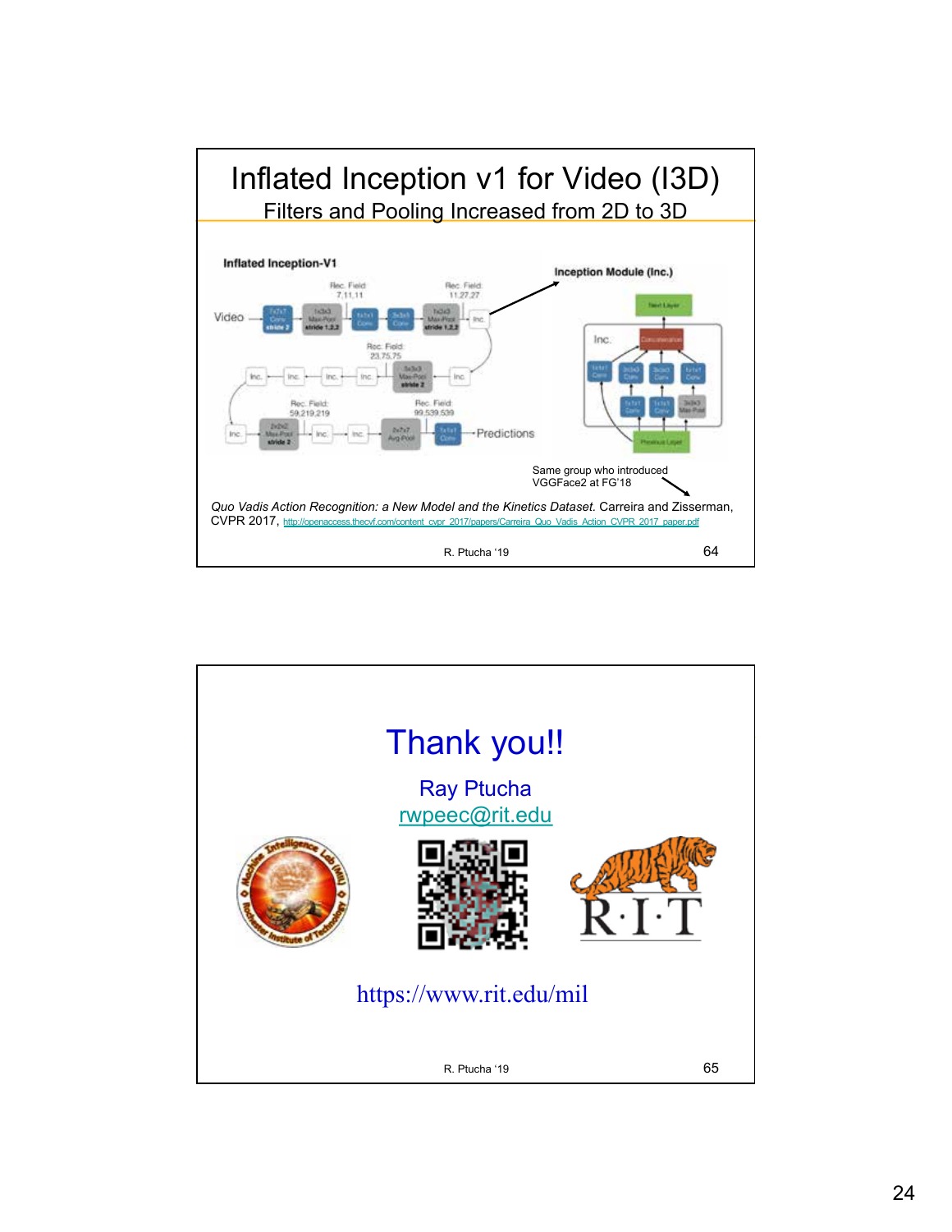# Inflated Inception v1 for Video (I3D)

## Filters and Pooling Increased from 2D to 3D

Inflated Inception-V1

Rec. Field 7,11,11

Rec. Field 11,27,27

Video

7x7x7 Conv stride 2

1x3x3 Max-Pool stride 1,2,2

1x1x1 Conv

3x3x3 Conv

1x3x3 Max-Pool stride 1,2,2

Inc.

Rec. Field 23,75,75

Inc. Inc. Inc. Inc.

3x3x3 Max-Pool stride 2

Inc.

Rec. Field 59,219,219

Rec. Field 99,539,539

Inc.

2x2x2 Max-Pool stride 2

Inc. Inc.

2x7x7 Avg-Pool

1x1x1 Conv

Predictions

Inception Module (Inc.)

Next Layer

Inc.

Concatenation

1x1x1 Conv

3x3x3 Conv

3x3x3 Conv

1x1x1 Conv

1x1x1 Conv

1x1x1 Conv

3x3x3 Max-Pool

Previous Layer

Same group who introduced VGGFace2 at FG'18

*Quo Vadis Action Recognition: a New Model and the Kinetics Dataset.* Carreira and Zisserman, CVPR 2017, http://openaccess.thecvf.com/content_cvpr_2017/papers/Carreira_Quo_Vadis_Action_CVPR_2017_paper.pdf

R. Ptucha '19

# Thank you!!

Ray Ptucha

rwpeec@rit.edu

https://www.rit.edu/mil

R. Ptucha '19